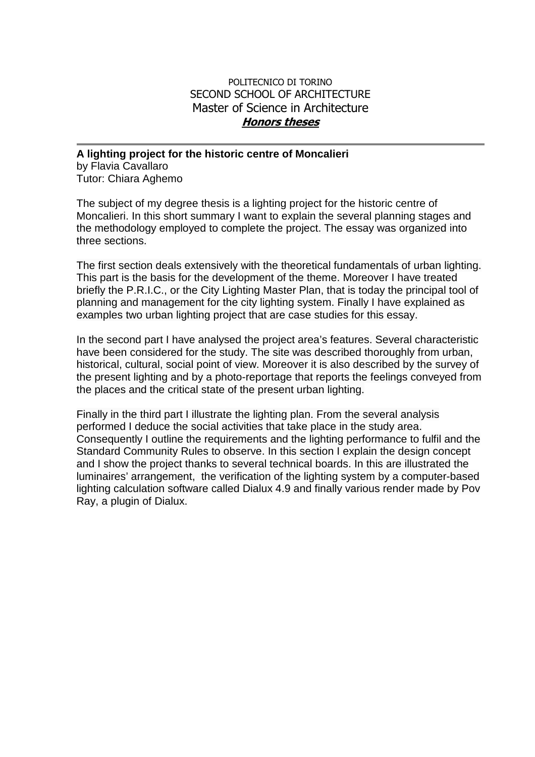POLITECNICO DI TORINO
SECOND SCHOOL OF ARCHITECTURE
Master of Science in Architecture
***Honors theses***

---

**A lighting project for the historic centre of Moncalieri**
by Flavia Cavallaro
Tutor: Chiara Aghemo

The subject of my degree thesis is a lighting project for the historic centre of Moncalieri. In this short summary I want to explain the several planning stages and the methodology employed to complete the project. The essay was organized into three sections.

The first section deals extensively with the theoretical fundamentals of urban lighting. This part is the basis for the development of the theme. Moreover I have treated briefly the P.R.I.C., or the City Lighting Master Plan, that is today the principal tool of planning and management for the city lighting system. Finally I have explained as examples two urban lighting project that are case studies for this essay.

In the second part I have analysed the project area's features. Several characteristic have been considered for the study. The site was described thoroughly from urban, historical, cultural, social point of view. Moreover it is also described by the survey of the present lighting and by a photo-reportage that reports the feelings conveyed from the places and the critical state of the present urban lighting.

Finally in the third part I illustrate the lighting plan. From the several analysis performed I deduce the social activities that take place in the study area. Consequently I outline the requirements and the lighting performance to fulfil and the Standard Community Rules to observe. In this section I explain the design concept and I show the project thanks to several technical boards. In this are illustrated the luminaires' arrangement, the verification of the lighting system by a computer-based lighting calculation software called Dialux 4.9 and finally various render made by Pov Ray, a plugin of Dialux.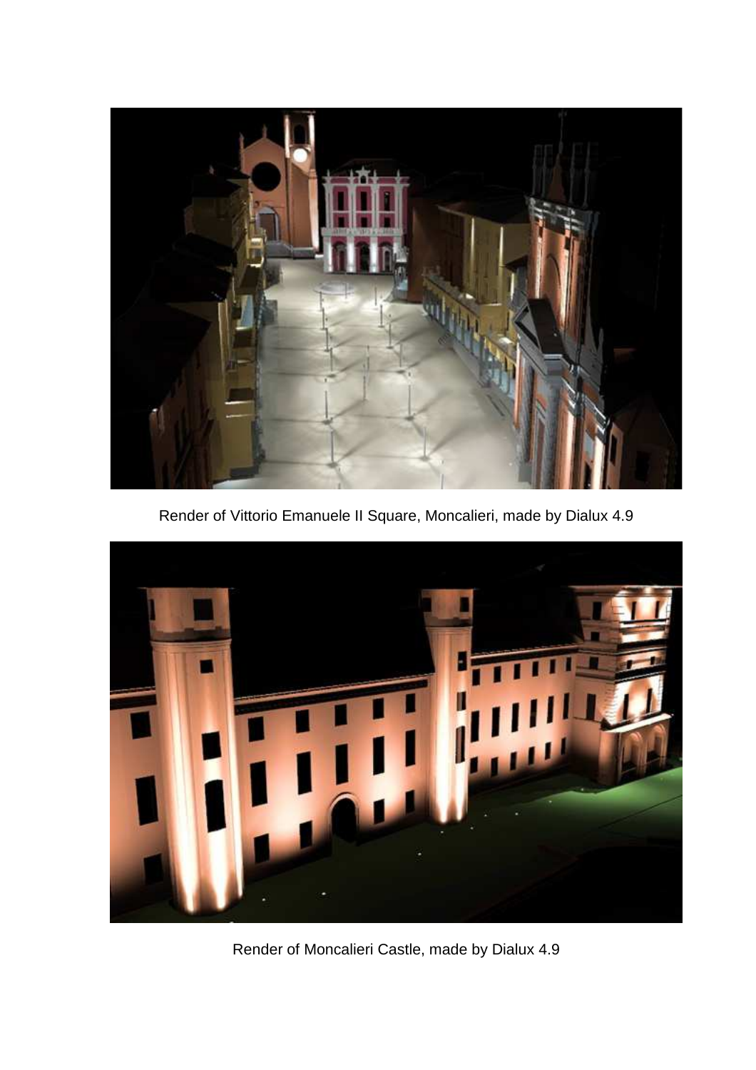Render of Vittorio Emanuele II Square, Moncalieri, made by Dialux 4.9

Render of Moncalieri Castle, made by Dialux 4.9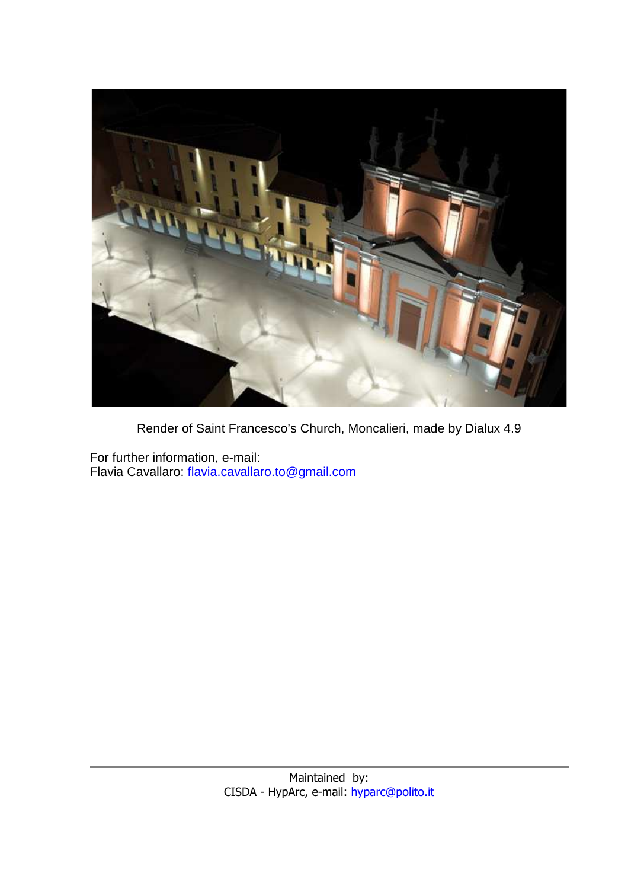Render of Saint Francesco's Church, Moncalieri, made by Dialux 4.9

For further information, e-mail:
Flavia Cavallaro: flavia.cavallaro.to@gmail.com

Maintained by:
CISDA - HypArc, e-mail: hyparc@polito.it